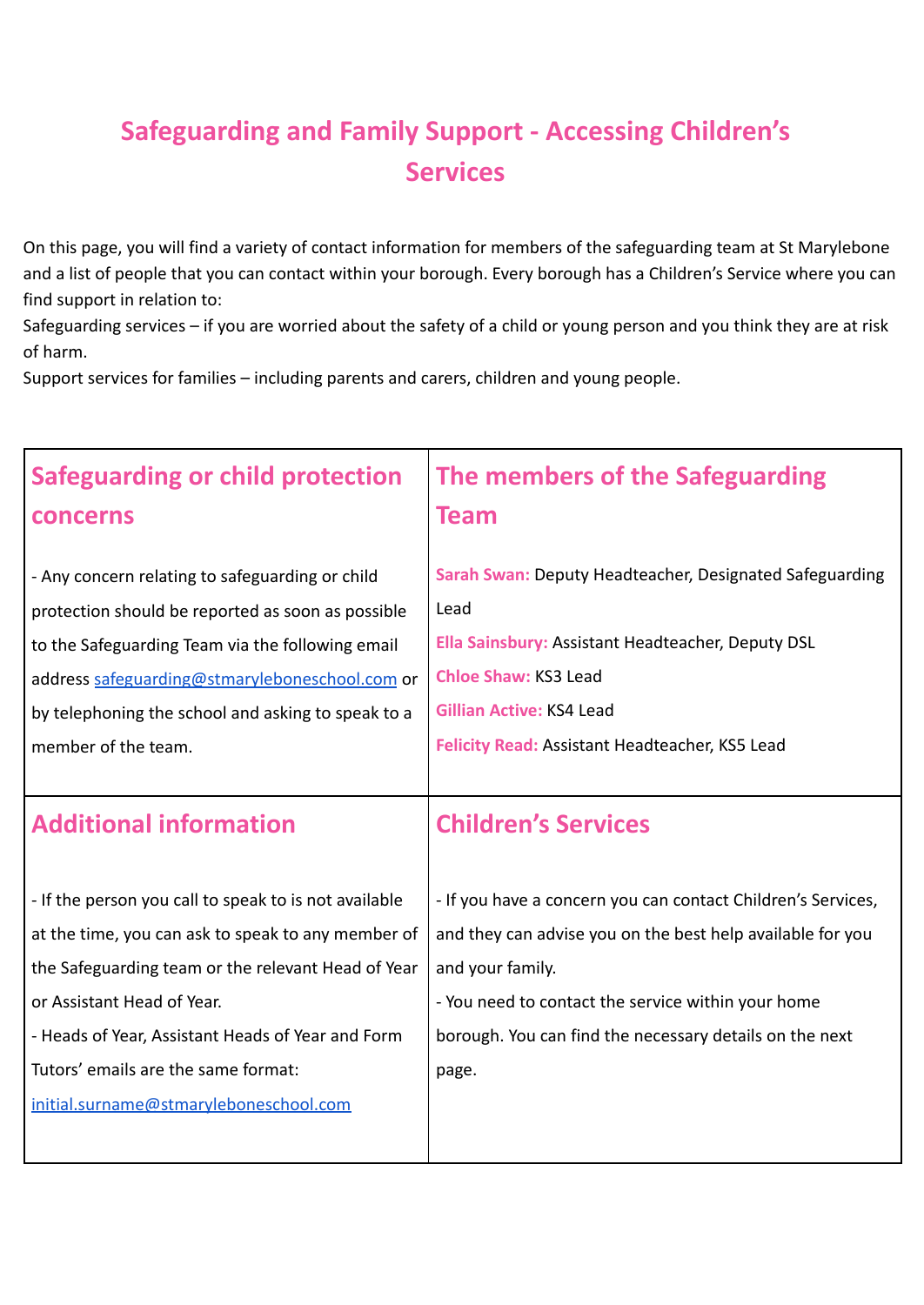# Safeguarding and Family Support - Accessing Children's Services

On this page, you will find a variety of contact information for members of the safeguarding team at St Marylebone and a list of people that you can contact within your borough. Every borough has a Children's Service where you can find support in relation to:

Safeguarding services – if you are worried about the safety of a child or young person and you think they are at risk of harm.

Support services for families – including parents and carers, children and young people.

## Safeguarding or child protection concerns

- Any concern relating to safeguarding or child protection should be reported as soon as possible to the Safeguarding Team via the following email address safeguarding@stmaryleboneschool.com or by telephoning the school and asking to speak to a member of the team.

## The members of the Safeguarding Team

**Sarah Swan:** Deputy Headteacher, Designated Safeguarding Lead

**Ella Sainsbury:** Assistant Headteacher, Deputy DSL

**Chloe Shaw:** KS3 Lead

**Gillian Active:** KS4 Lead

**Felicity Read:** Assistant Headteacher, KS5 Lead

## Additional information

- If the person you call to speak to is not available at the time, you can ask to speak to any member of the Safeguarding team or the relevant Head of Year or Assistant Head of Year.
- Heads of Year, Assistant Heads of Year and Form Tutors' emails are the same format: initial.surname@stmaryleboneschool.com

## Children's Services

- If you have a concern you can contact Children's Services, and they can advise you on the best help available for you and your family.
- You need to contact the service within your home borough. You can find the necessary details on the next page.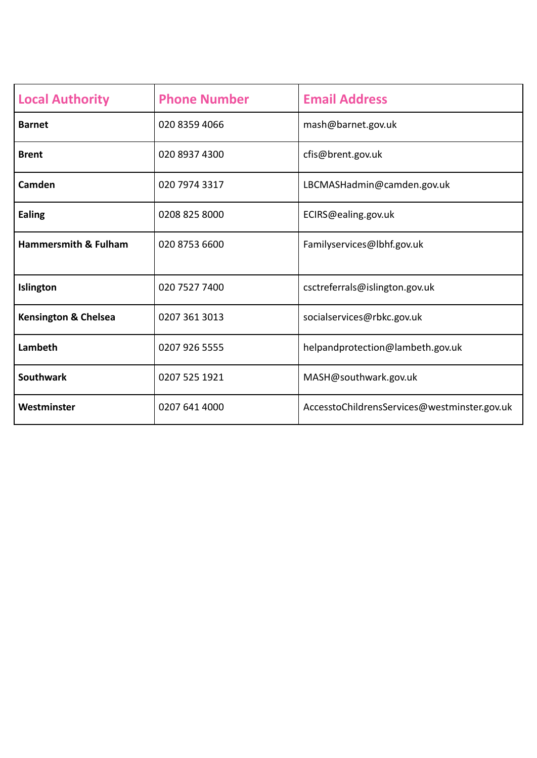| Local Authority | Phone Number | Email Address |
| --- | --- | --- |
| **Barnet** | 020 8359 4066 | mash@barnet.gov.uk |
| **Brent** | 020 8937 4300 | cfis@brent.gov.uk |
| **Camden** | 020 7974 3317 | LBCMASHadmin@camden.gov.uk |
| **Ealing** | 0208 825 8000 | ECIRS@ealing.gov.uk |
| **Hammersmith & Fulham** | 020 8753 6600 | Familyservices@lbhf.gov.uk |
| **Islington** | 020 7527 7400 | csctreferrals@islington.gov.uk |
| **Kensington & Chelsea** | 0207 361 3013 | socialservices@rbkc.gov.uk |
| **Lambeth** | 0207 926 5555 | helpandprotection@lambeth.gov.uk |
| **Southwark** | 0207 525 1921 | MASH@southwark.gov.uk |
| **Westminster** | 0207 641 4000 | AccesstoChildrensServices@westminster.gov.uk |